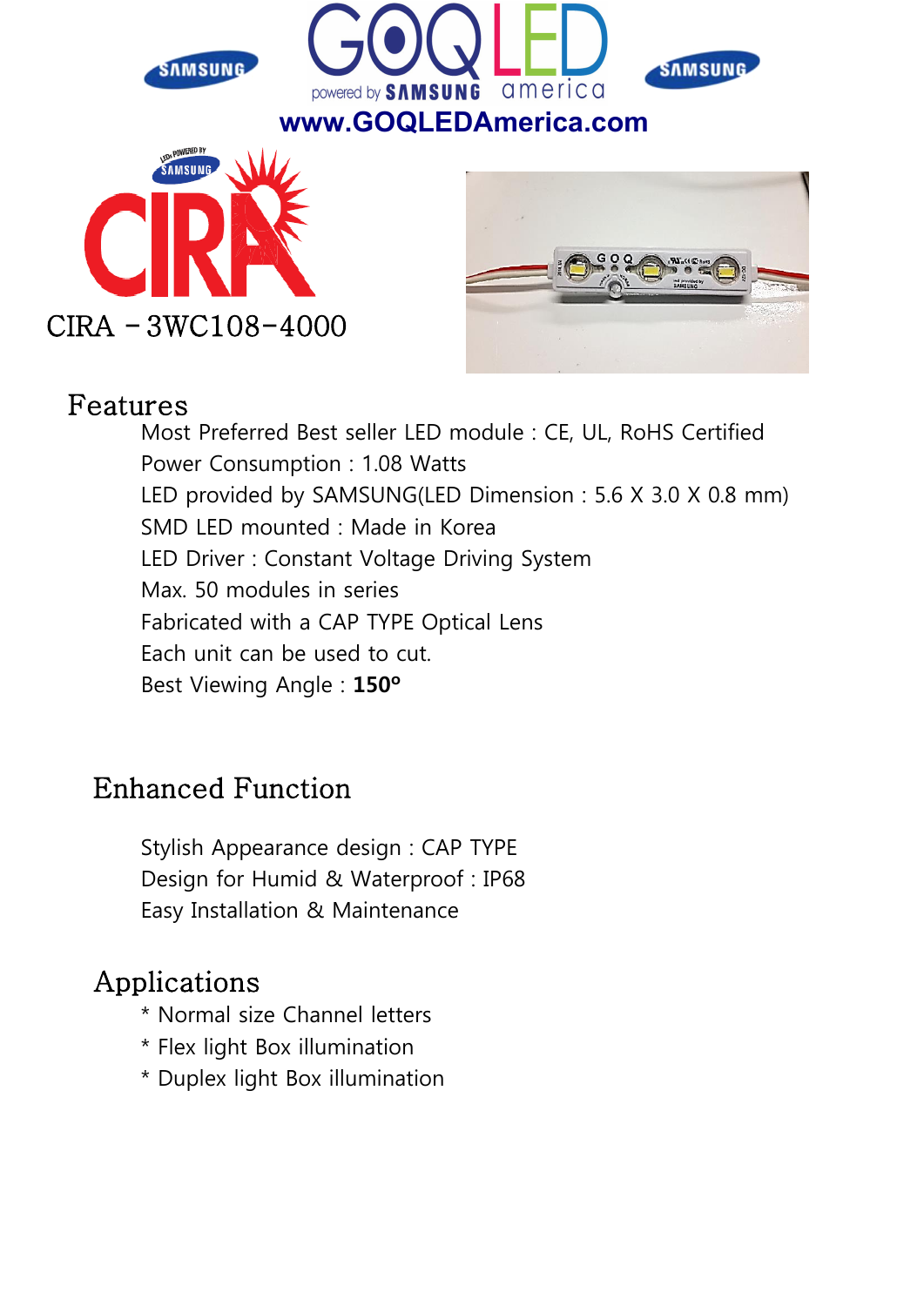# GOQLED

powered by SAMSUNG america

www.GOQLEDAmerica.com

## CIRA - 3WC108-4000

## Features

Most Preferred Best seller LED module : CE, UL, RoHS Certified
Power Consumption : 1.08 Watts
LED provided by SAMSUNG(LED Dimension : 5.6 X 3.0 X 0.8 mm)
SMD LED mounted : Made in Korea
LED Driver : Constant Voltage Driving System
Max. 50 modules in series
Fabricated with a CAP TYPE Optical Lens
Each unit can be used to cut.
Best Viewing Angle : **150º**

## Enhanced Function

Stylish Appearance design : CAP TYPE
Design for Humid & Waterproof : IP68
Easy Installation & Maintenance

## Applications

* Normal size Channel letters
* Flex light Box illumination
* Duplex light Box illumination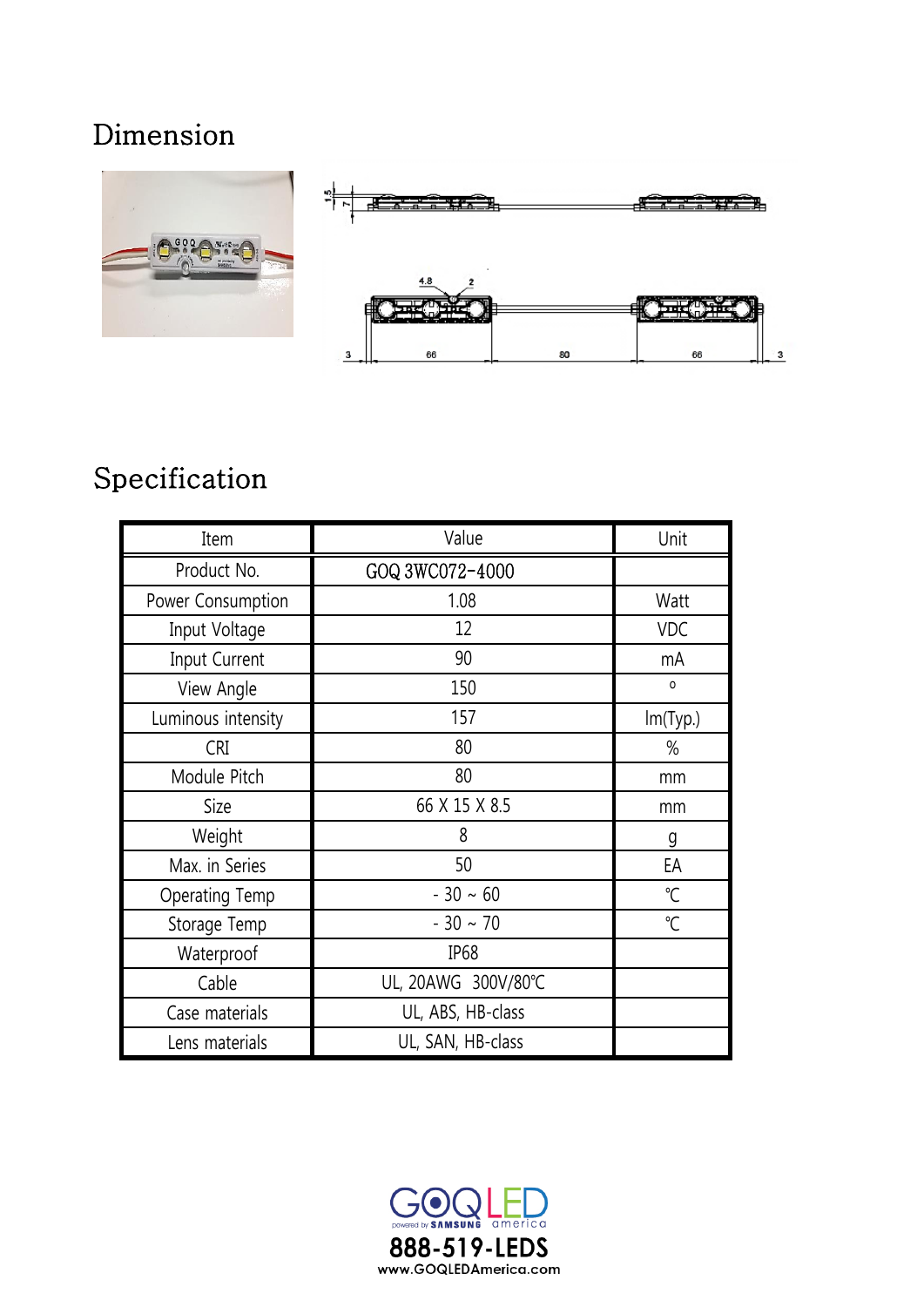# Dimension

# Specification

| Item | Value | Unit |
|---|---|---|
| Product No. | GOQ 3WC072-4000 | |
| Power Consumption | 1.08 | Watt |
| Input Voltage | 12 | VDC |
| Input Current | 90 | mA |
| View Angle | 150 | º |
| Luminous intensity | 157 | lm(Typ.) |
| CRI | 80 | % |
| Module Pitch | 80 | mm |
| Size | 66 X 15 X 8.5 | mm |
| Weight | 8 | g |
| Max. in Series | 50 | EA |
| Operating Temp | - 30 ~ 60 | ℃ |
| Storage Temp | - 30 ~ 70 | ℃ |
| Waterproof | IP68 | |
| Cable | UL, 20AWG 300V/80℃ | |
| Case materials | UL, ABS, HB-class | |
| Lens materials | UL, SAN, HB-class | |

GOQLED powered by SAMSUNG america

888-519-LEDS

www.GOQLEDAmerica.com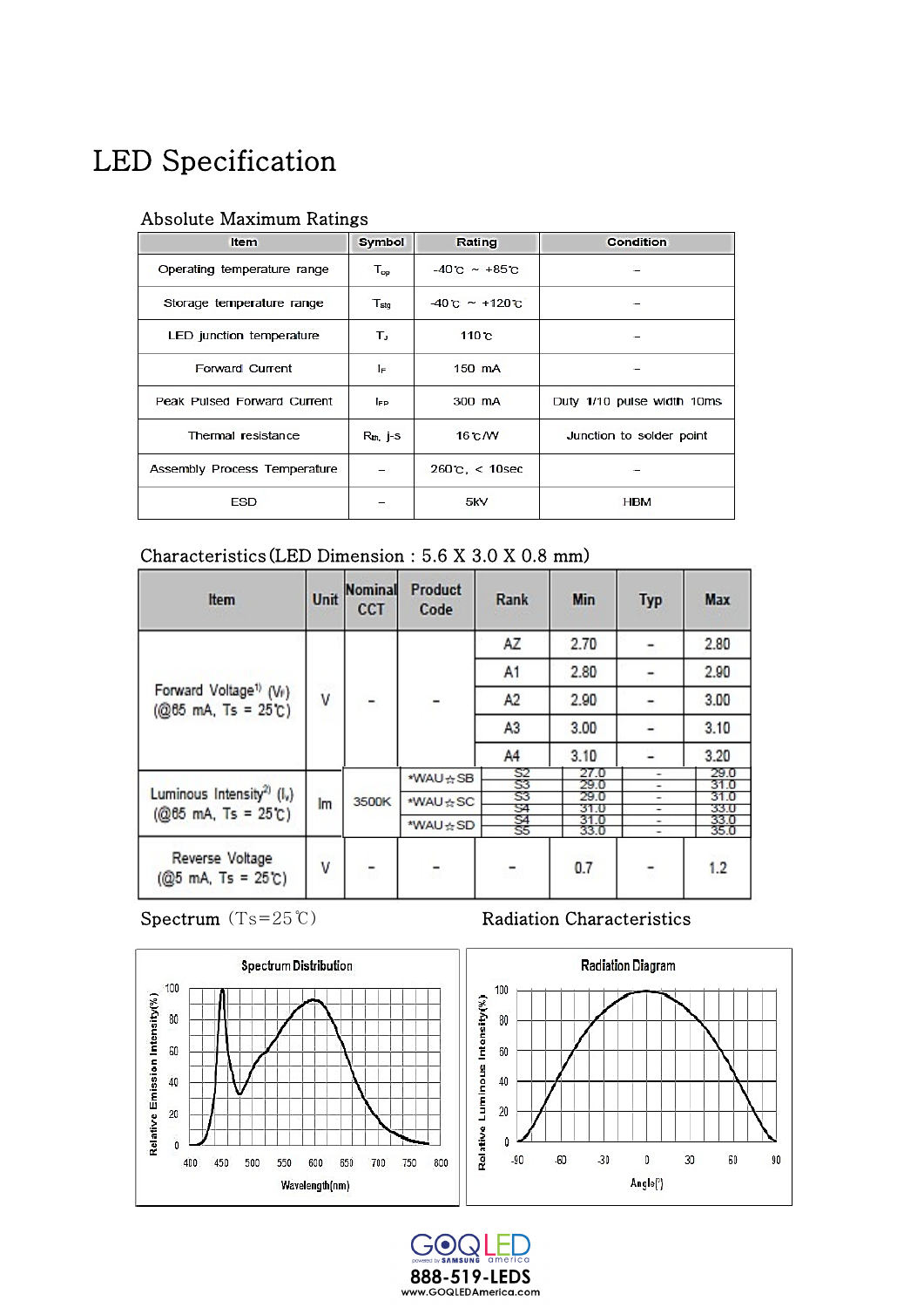# LED Specification

## Absolute Maximum Ratings

| Item | Symbol | Rating | Condition |
|---|---|---|---|
| Operating temperature range | $T_{op}$ | -40℃ ~ +85℃ | – |
| Storage temperature range | $T_{stg}$ | -40℃ ~ +120℃ | – |
| LED junction temperature | $T_J$ | 110℃ | – |
| Forward Current | $I_F$ | 150 mA | – |
| Peak Pulsed Forward Current | $I_{FP}$ | 300 mA | Duty 1/10 pulse width 10ms |
| Thermal resistance | $R_{th, j\text{-}s}$ | 16℃/W | Junction to solder point |
| Assembly Process Temperature | – | 260℃, < 10sec | – |
| ESD | – | 5kV | HBM |

## Characteristics (LED Dimension : 5.6 X 3.0 X 0.8 mm)

| Item | Unit | Nominal CCT | Product Code | Rank | Min | Typ | Max |
|---|---|---|---|---|---|---|---|
| Forward Voltage[1] ($V_F$) (@65 mA, Ts = 25℃) | V | - | - | AZ | 2.70 | - | 2.80 |
| | | | | A1 | 2.80 | - | 2.90 |
| | | | | A2 | 2.90 | - | 3.00 |
| | | | | A3 | 3.00 | - | 3.10 |
| | | | | A4 | 3.10 | - | 3.20 |
| Luminous Intensity[2] ($I_v$) (@65 mA, Ts = 25℃) | lm | 3500K | *WAU☆SB | S2 | 27.0 | - | 29.0 |
| | | | | S3 | 29.0 | - | 31.0 |
| | | | *WAU☆SC | S3 | 29.0 | - | 31.0 |
| | | | | S4 | 31.0 | - | 33.0 |
| | | | *WAU☆SD | S4 | 31.0 | - | 33.0 |
| | | | | S5 | 33.0 | - | 35.0 |
| Reverse Voltage (@5 mA, Ts = 25℃) | V | - | - | - | 0.7 | - | 1.2 |

## Spectrum (Ts=25℃)

Spectrum Distribution

Relative Emission Intensity(%)

100
80
60
40
20
0

400 450 500 550 600 650 700 750 800

Wavelength(nm)

## Radiation Characteristics

Radiation Diagram

Relative Luminous Intensity(%)

100
80
60
40
20
0

-90 -60 -30 0 30 60 90

Angle(°)

GOQLED powered by SAMSUNG america

888-519-LEDS

www.GOQLEDAmerica.com